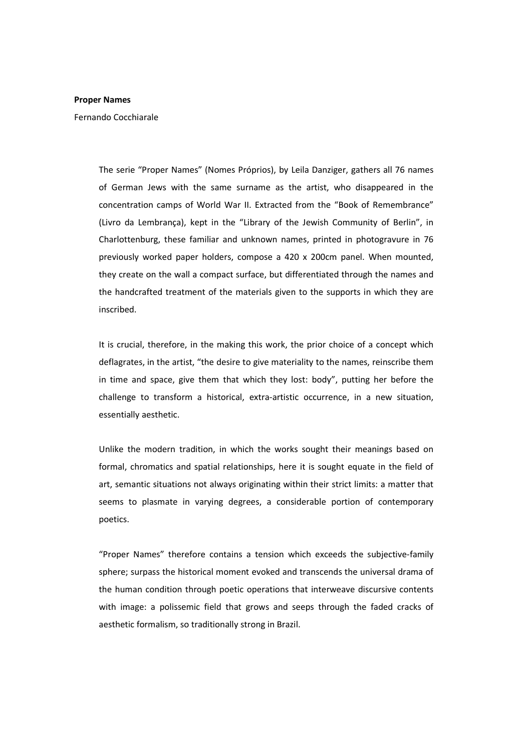**Proper Names**

Fernando Cocchiarale

The serie “Proper Names” (Nomes Próprios), by Leila Danziger, gathers all 76 names of German Jews with the same surname as the artist, who disappeared in the concentration camps of World War II. Extracted from the “Book of Remembrance” (Livro da Lembrança), kept in the “Library of the Jewish Community of Berlin”, in Charlottenburg, these familiar and unknown names, printed in photogravure in 76 previously worked paper holders, compose a 420 x 200cm panel. When mounted, they create on the wall a compact surface, but differentiated through the names and the handcrafted treatment of the materials given to the supports in which they are inscribed.

It is crucial, therefore, in the making this work, the prior choice of a concept which deflagrates, in the artist, “the desire to give materiality to the names, reinscribe them in time and space, give them that which they lost: body”, putting her before the challenge to transform a historical, extra-artistic occurrence, in a new situation, essentially aesthetic.

Unlike the modern tradition, in which the works sought their meanings based on formal, chromatics and spatial relationships, here it is sought equate in the field of art, semantic situations not always originating within their strict limits: a matter that seems to plasmate in varying degrees, a considerable portion of contemporary poetics.

“Proper Names” therefore contains a tension which exceeds the subjective-family sphere; surpass the historical moment evoked and transcends the universal drama of the human condition through poetic operations that interweave discursive contents with image: a polissemic field that grows and seeps through the faded cracks of aesthetic formalism, so traditionally strong in Brazil.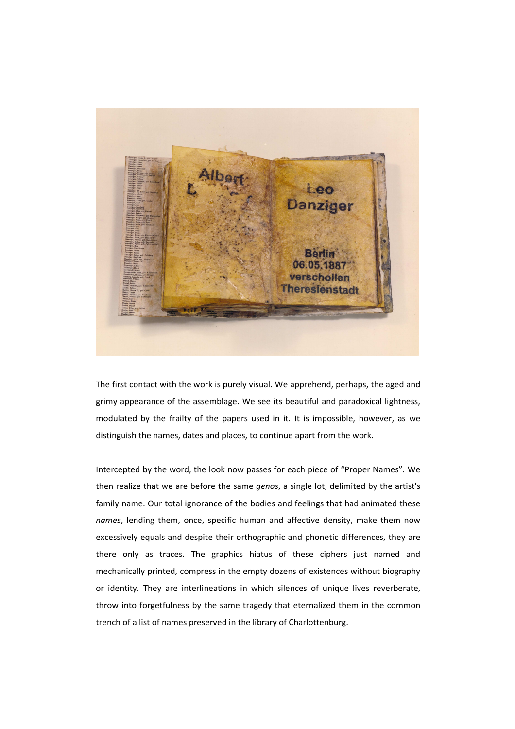The first contact with the work is purely visual. We apprehend, perhaps, the aged and grimy appearance of the assemblage. We see its beautiful and paradoxical lightness, modulated by the frailty of the papers used in it. It is impossible, however, as we distinguish the names, dates and places, to continue apart from the work.

Intercepted by the word, the look now passes for each piece of "Proper Names". We then realize that we are before the same *genos*, a single lot, delimited by the artist's family name. Our total ignorance of the bodies and feelings that had animated these *names*, lending them, once, specific human and affective density, make them now excessively equals and despite their orthographic and phonetic differences, they are there only as traces. The graphics hiatus of these ciphers just named and mechanically printed, compress in the empty dozens of existences without biography or identity. They are interlineations in which silences of unique lives reverberate, throw into forgetfulness by the same tragedy that eternalized them in the common trench of a list of names preserved in the library of Charlottenburg.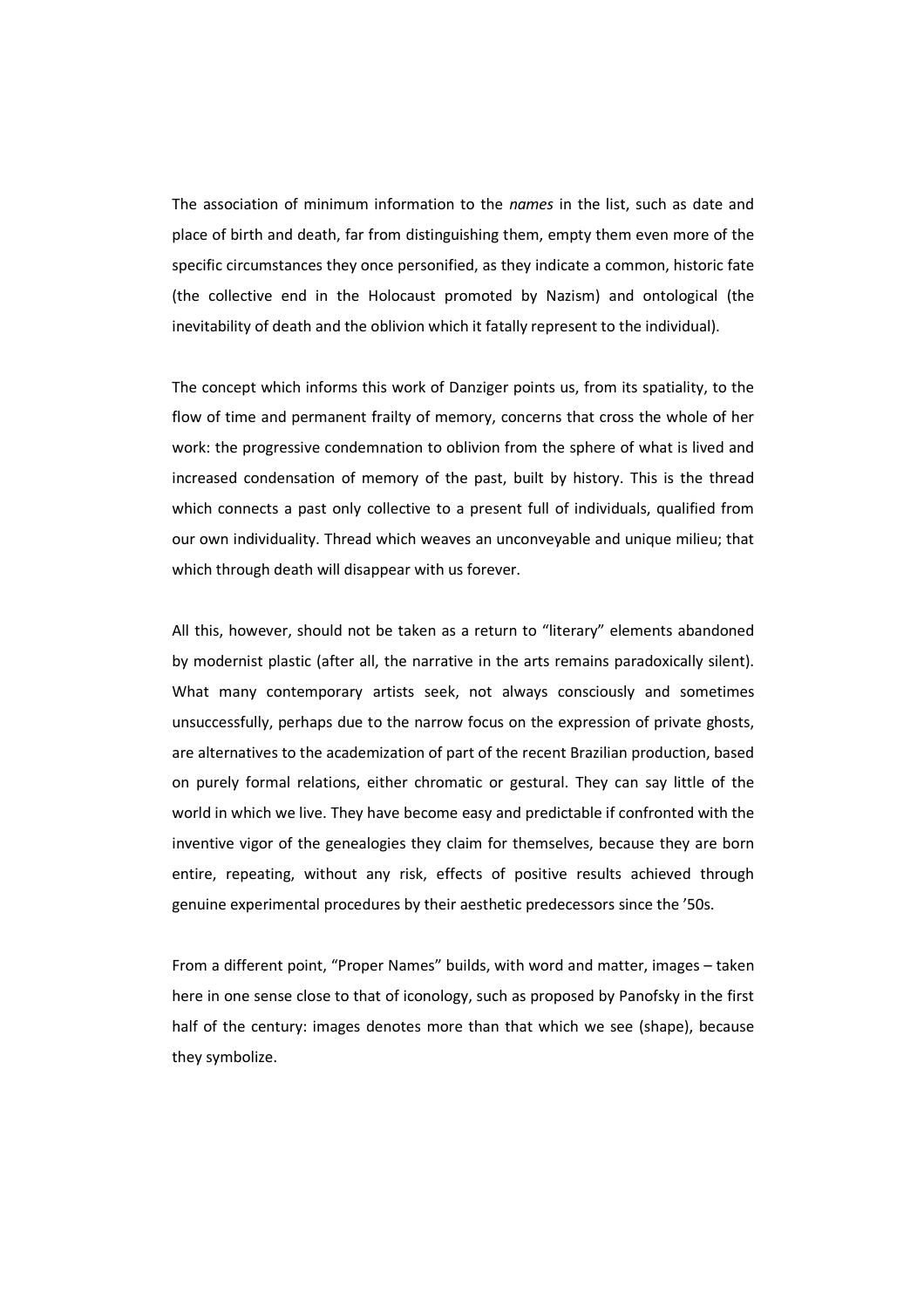The association of minimum information to the *names* in the list, such as date and place of birth and death, far from distinguishing them, empty them even more of the specific circumstances they once personified, as they indicate a common, historic fate (the collective end in the Holocaust promoted by Nazism) and ontological (the inevitability of death and the oblivion which it fatally represent to the individual).

The concept which informs this work of Danziger points us, from its spatiality, to the flow of time and permanent frailty of memory, concerns that cross the whole of her work: the progressive condemnation to oblivion from the sphere of what is lived and increased condensation of memory of the past, built by history. This is the thread which connects a past only collective to a present full of individuals, qualified from our own individuality. Thread which weaves an unconveyable and unique milieu; that which through death will disappear with us forever.

All this, however, should not be taken as a return to "literary" elements abandoned by modernist plastic (after all, the narrative in the arts remains paradoxically silent). What many contemporary artists seek, not always consciously and sometimes unsuccessfully, perhaps due to the narrow focus on the expression of private ghosts, are alternatives to the academization of part of the recent Brazilian production, based on purely formal relations, either chromatic or gestural. They can say little of the world in which we live. They have become easy and predictable if confronted with the inventive vigor of the genealogies they claim for themselves, because they are born entire, repeating, without any risk, effects of positive results achieved through genuine experimental procedures by their aesthetic predecessors since the '50s.

From a different point, "Proper Names" builds, with word and matter, images – taken here in one sense close to that of iconology, such as proposed by Panofsky in the first half of the century: images denotes more than that which we see (shape), because they symbolize.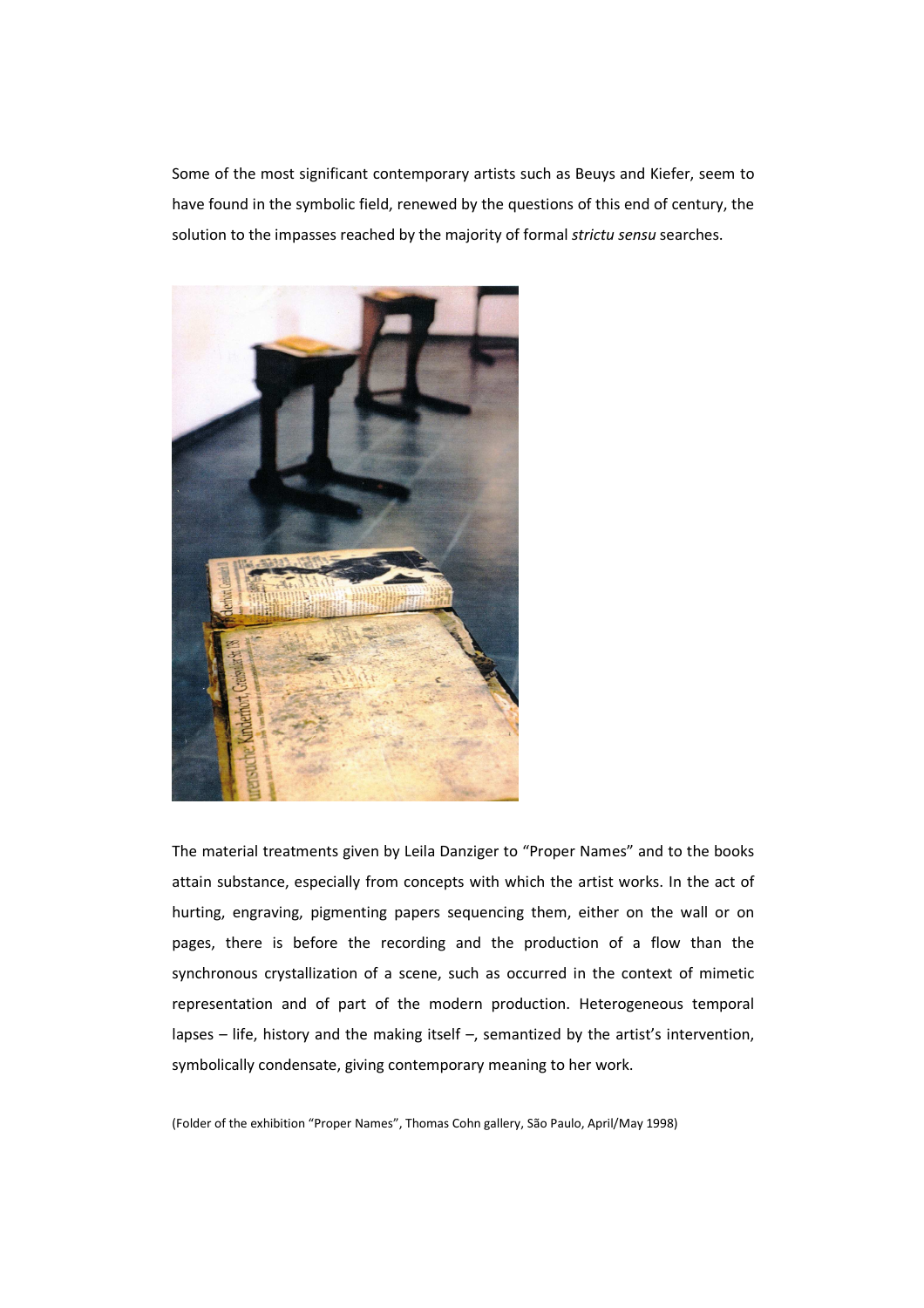Some of the most significant contemporary artists such as Beuys and Kiefer, seem to have found in the symbolic field, renewed by the questions of this end of century, the solution to the impasses reached by the majority of formal *strictu sensu* searches.

The material treatments given by Leila Danziger to "Proper Names" and to the books attain substance, especially from concepts with which the artist works. In the act of hurting, engraving, pigmenting papers sequencing them, either on the wall or on pages, there is before the recording and the production of a flow than the synchronous crystallization of a scene, such as occurred in the context of mimetic representation and of part of the modern production. Heterogeneous temporal lapses – life, history and the making itself –, semantized by the artist's intervention, symbolically condensate, giving contemporary meaning to her work.

(Folder of the exhibition "Proper Names", Thomas Cohn gallery, São Paulo, April/May 1998)